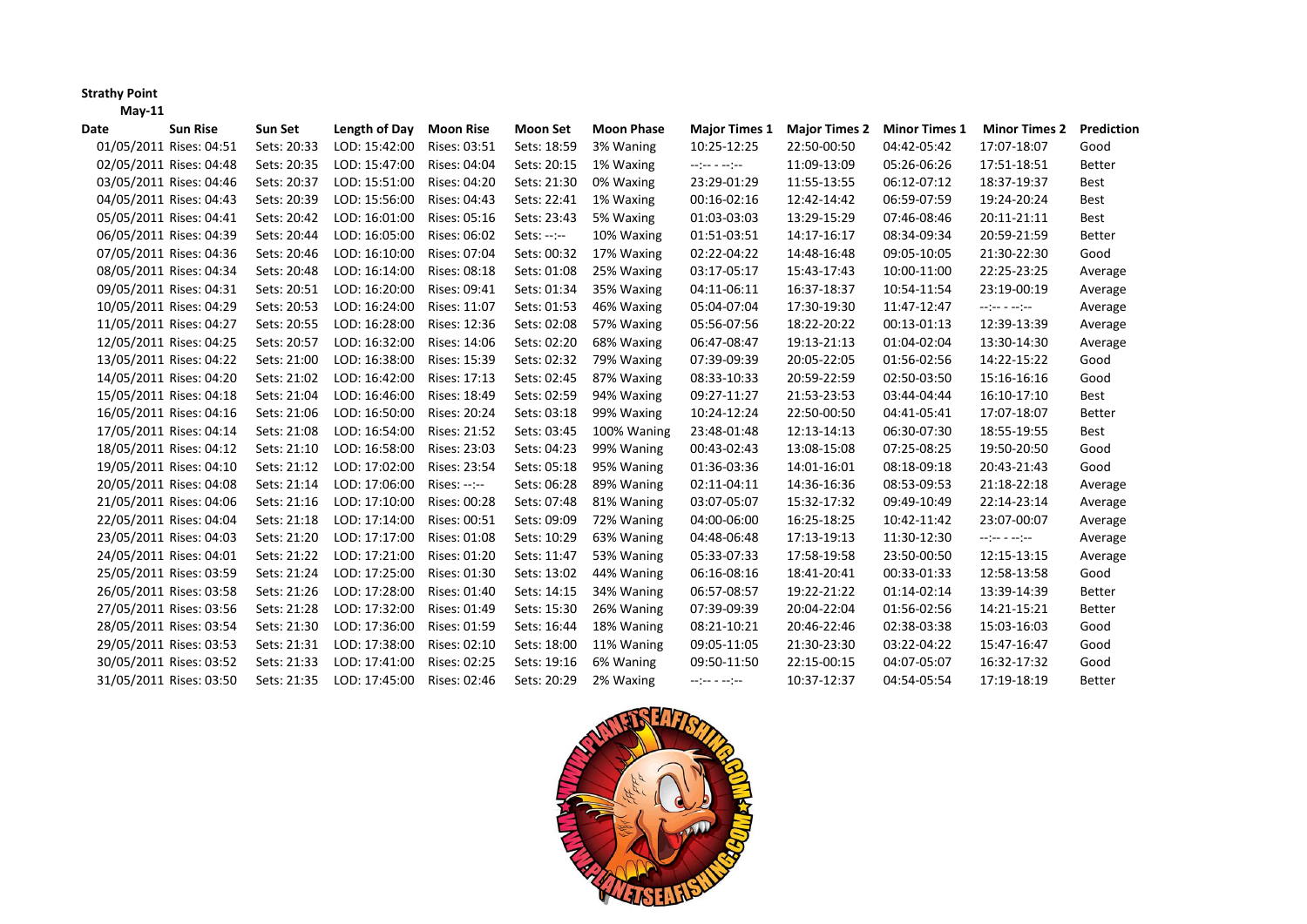**Strathy Point**

**May-11**

| Date | Sun Rise | Sun Set | Length of Day | Moon Rise | Moon Set | Moon Phase | Major Times 1 | Major Times 2 | Minor Times 1 | Minor Times 2 | Prediction |
|---|---|---|---|---|---|---|---|---|---|---|---|
| 01/05/2011 | Rises: 04:51 | Sets: 20:33 | LOD: 15:42:00 | Rises: 03:51 | Sets: 18:59 | 3% Waning | 10:25-12:25 | 22:50-00:50 | 04:42-05:42 | 17:07-18:07 | Good |
| 02/05/2011 | Rises: 04:48 | Sets: 20:35 | LOD: 15:47:00 | Rises: 04:04 | Sets: 20:15 | 1% Waxing | --:-- - --:-- | 11:09-13:09 | 05:26-06:26 | 17:51-18:51 | Better |
| 03/05/2011 | Rises: 04:46 | Sets: 20:37 | LOD: 15:51:00 | Rises: 04:20 | Sets: 21:30 | 0% Waxing | 23:29-01:29 | 11:55-13:55 | 06:12-07:12 | 18:37-19:37 | Best |
| 04/05/2011 | Rises: 04:43 | Sets: 20:39 | LOD: 15:56:00 | Rises: 04:43 | Sets: 22:41 | 1% Waxing | 00:16-02:16 | 12:42-14:42 | 06:59-07:59 | 19:24-20:24 | Best |
| 05/05/2011 | Rises: 04:41 | Sets: 20:42 | LOD: 16:01:00 | Rises: 05:16 | Sets: 23:43 | 5% Waxing | 01:03-03:03 | 13:29-15:29 | 07:46-08:46 | 20:11-21:11 | Best |
| 06/05/2011 | Rises: 04:39 | Sets: 20:44 | LOD: 16:05:00 | Rises: 06:02 | Sets: --:-- | 10% Waxing | 01:51-03:51 | 14:17-16:17 | 08:34-09:34 | 20:59-21:59 | Better |
| 07/05/2011 | Rises: 04:36 | Sets: 20:46 | LOD: 16:10:00 | Rises: 07:04 | Sets: 00:32 | 17% Waxing | 02:22-04:22 | 14:48-16:48 | 09:05-10:05 | 21:30-22:30 | Good |
| 08/05/2011 | Rises: 04:34 | Sets: 20:48 | LOD: 16:14:00 | Rises: 08:18 | Sets: 01:08 | 25% Waxing | 03:17-05:17 | 15:43-17:43 | 10:00-11:00 | 22:25-23:25 | Average |
| 09/05/2011 | Rises: 04:31 | Sets: 20:51 | LOD: 16:20:00 | Rises: 09:41 | Sets: 01:34 | 35% Waxing | 04:11-06:11 | 16:37-18:37 | 10:54-11:54 | 23:19-00:19 | Average |
| 10/05/2011 | Rises: 04:29 | Sets: 20:53 | LOD: 16:24:00 | Rises: 11:07 | Sets: 01:53 | 46% Waxing | 05:04-07:04 | 17:30-19:30 | 11:47-12:47 | --:-- - --:-- | Average |
| 11/05/2011 | Rises: 04:27 | Sets: 20:55 | LOD: 16:28:00 | Rises: 12:36 | Sets: 02:08 | 57% Waxing | 05:56-07:56 | 18:22-20:22 | 00:13-01:13 | 12:39-13:39 | Average |
| 12/05/2011 | Rises: 04:25 | Sets: 20:57 | LOD: 16:32:00 | Rises: 14:06 | Sets: 02:20 | 68% Waxing | 06:47-08:47 | 19:13-21:13 | 01:04-02:04 | 13:30-14:30 | Average |
| 13/05/2011 | Rises: 04:22 | Sets: 21:00 | LOD: 16:38:00 | Rises: 15:39 | Sets: 02:32 | 79% Waxing | 07:39-09:39 | 20:05-22:05 | 01:56-02:56 | 14:22-15:22 | Good |
| 14/05/2011 | Rises: 04:20 | Sets: 21:02 | LOD: 16:42:00 | Rises: 17:13 | Sets: 02:45 | 87% Waxing | 08:33-10:33 | 20:59-22:59 | 02:50-03:50 | 15:16-16:16 | Good |
| 15/05/2011 | Rises: 04:18 | Sets: 21:04 | LOD: 16:46:00 | Rises: 18:49 | Sets: 02:59 | 94% Waxing | 09:27-11:27 | 21:53-23:53 | 03:44-04:44 | 16:10-17:10 | Best |
| 16/05/2011 | Rises: 04:16 | Sets: 21:06 | LOD: 16:50:00 | Rises: 20:24 | Sets: 03:18 | 99% Waxing | 10:24-12:24 | 22:50-00:50 | 04:41-05:41 | 17:07-18:07 | Better |
| 17/05/2011 | Rises: 04:14 | Sets: 21:08 | LOD: 16:54:00 | Rises: 21:52 | Sets: 03:45 | 100% Waning | 23:48-01:48 | 12:13-14:13 | 06:30-07:30 | 18:55-19:55 | Best |
| 18/05/2011 | Rises: 04:12 | Sets: 21:10 | LOD: 16:58:00 | Rises: 23:03 | Sets: 04:23 | 99% Waning | 00:43-02:43 | 13:08-15:08 | 07:25-08:25 | 19:50-20:50 | Good |
| 19/05/2011 | Rises: 04:10 | Sets: 21:12 | LOD: 17:02:00 | Rises: 23:54 | Sets: 05:18 | 95% Waning | 01:36-03:36 | 14:01-16:01 | 08:18-09:18 | 20:43-21:43 | Good |
| 20/05/2011 | Rises: 04:08 | Sets: 21:14 | LOD: 17:06:00 | Rises: --:-- | Sets: 06:28 | 89% Waning | 02:11-04:11 | 14:36-16:36 | 08:53-09:53 | 21:18-22:18 | Average |
| 21/05/2011 | Rises: 04:06 | Sets: 21:16 | LOD: 17:10:00 | Rises: 00:28 | Sets: 07:48 | 81% Waning | 03:07-05:07 | 15:32-17:32 | 09:49-10:49 | 22:14-23:14 | Average |
| 22/05/2011 | Rises: 04:04 | Sets: 21:18 | LOD: 17:14:00 | Rises: 00:51 | Sets: 09:09 | 72% Waning | 04:00-06:00 | 16:25-18:25 | 10:42-11:42 | 23:07-00:07 | Average |
| 23/05/2011 | Rises: 04:03 | Sets: 21:20 | LOD: 17:17:00 | Rises: 01:08 | Sets: 10:29 | 63% Waning | 04:48-06:48 | 17:13-19:13 | 11:30-12:30 | --:-- - --:-- | Average |
| 24/05/2011 | Rises: 04:01 | Sets: 21:22 | LOD: 17:21:00 | Rises: 01:20 | Sets: 11:47 | 53% Waning | 05:33-07:33 | 17:58-19:58 | 23:50-00:50 | 12:15-13:15 | Average |
| 25/05/2011 | Rises: 03:59 | Sets: 21:24 | LOD: 17:25:00 | Rises: 01:30 | Sets: 13:02 | 44% Waning | 06:16-08:16 | 18:41-20:41 | 00:33-01:33 | 12:58-13:58 | Good |
| 26/05/2011 | Rises: 03:58 | Sets: 21:26 | LOD: 17:28:00 | Rises: 01:40 | Sets: 14:15 | 34% Waning | 06:57-08:57 | 19:22-21:22 | 01:14-02:14 | 13:39-14:39 | Better |
| 27/05/2011 | Rises: 03:56 | Sets: 21:28 | LOD: 17:32:00 | Rises: 01:49 | Sets: 15:30 | 26% Waning | 07:39-09:39 | 20:04-22:04 | 01:56-02:56 | 14:21-15:21 | Better |
| 28/05/2011 | Rises: 03:54 | Sets: 21:30 | LOD: 17:36:00 | Rises: 01:59 | Sets: 16:44 | 18% Waning | 08:21-10:21 | 20:46-22:46 | 02:38-03:38 | 15:03-16:03 | Good |
| 29/05/2011 | Rises: 03:53 | Sets: 21:31 | LOD: 17:38:00 | Rises: 02:10 | Sets: 18:00 | 11% Waning | 09:05-11:05 | 21:30-23:30 | 03:22-04:22 | 15:47-16:47 | Good |
| 30/05/2011 | Rises: 03:52 | Sets: 21:33 | LOD: 17:41:00 | Rises: 02:25 | Sets: 19:16 | 6% Waning | 09:50-11:50 | 22:15-00:15 | 04:07-05:07 | 16:32-17:32 | Good |
| 31/05/2011 | Rises: 03:50 | Sets: 21:35 | LOD: 17:45:00 | Rises: 02:46 | Sets: 20:29 | 2% Waxing | --:-- - --:-- | 10:37-12:37 | 04:54-05:54 | 17:19-18:19 | Better |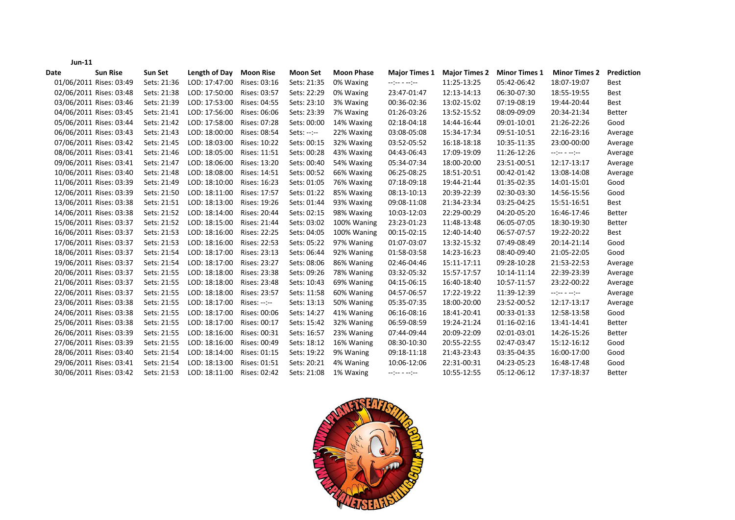**Jun-11**

| Date | Sun Rise | Sun Set | Length of Day | Moon Rise | Moon Set | Moon Phase | Major Times 1 | Major Times 2 | Minor Times 1 | Minor Times 2 | Prediction |
|---|---|---|---|---|---|---|---|---|---|---|---|
| 01/06/2011 | Rises: 03:49 | Sets: 21:36 | LOD: 17:47:00 | Rises: 03:16 | Sets: 21:35 | 0% Waxing | --:-- - --:-- | 11:25-13:25 | 05:42-06:42 | 18:07-19:07 | Best |
| 02/06/2011 | Rises: 03:48 | Sets: 21:38 | LOD: 17:50:00 | Rises: 03:57 | Sets: 22:29 | 0% Waxing | 23:47-01:47 | 12:13-14:13 | 06:30-07:30 | 18:55-19:55 | Best |
| 03/06/2011 | Rises: 03:46 | Sets: 21:39 | LOD: 17:53:00 | Rises: 04:55 | Sets: 23:10 | 3% Waxing | 00:36-02:36 | 13:02-15:02 | 07:19-08:19 | 19:44-20:44 | Best |
| 04/06/2011 | Rises: 03:45 | Sets: 21:41 | LOD: 17:56:00 | Rises: 06:06 | Sets: 23:39 | 7% Waxing | 01:26-03:26 | 13:52-15:52 | 08:09-09:09 | 20:34-21:34 | Better |
| 05/06/2011 | Rises: 03:44 | Sets: 21:42 | LOD: 17:58:00 | Rises: 07:28 | Sets: 00:00 | 14% Waxing | 02:18-04:18 | 14:44-16:44 | 09:01-10:01 | 21:26-22:26 | Good |
| 06/06/2011 | Rises: 03:43 | Sets: 21:43 | LOD: 18:00:00 | Rises: 08:54 | Sets: --:-- | 22% Waxing | 03:08-05:08 | 15:34-17:34 | 09:51-10:51 | 22:16-23:16 | Average |
| 07/06/2011 | Rises: 03:42 | Sets: 21:45 | LOD: 18:03:00 | Rises: 10:22 | Sets: 00:15 | 32% Waxing | 03:52-05:52 | 16:18-18:18 | 10:35-11:35 | 23:00-00:00 | Average |
| 08/06/2011 | Rises: 03:41 | Sets: 21:46 | LOD: 18:05:00 | Rises: 11:51 | Sets: 00:28 | 43% Waxing | 04:43-06:43 | 17:09-19:09 | 11:26-12:26 | --:-- - --:-- | Average |
| 09/06/2011 | Rises: 03:41 | Sets: 21:47 | LOD: 18:06:00 | Rises: 13:20 | Sets: 00:40 | 54% Waxing | 05:34-07:34 | 18:00-20:00 | 23:51-00:51 | 12:17-13:17 | Average |
| 10/06/2011 | Rises: 03:40 | Sets: 21:48 | LOD: 18:08:00 | Rises: 14:51 | Sets: 00:52 | 66% Waxing | 06:25-08:25 | 18:51-20:51 | 00:42-01:42 | 13:08-14:08 | Average |
| 11/06/2011 | Rises: 03:39 | Sets: 21:49 | LOD: 18:10:00 | Rises: 16:23 | Sets: 01:05 | 76% Waxing | 07:18-09:18 | 19:44-21:44 | 01:35-02:35 | 14:01-15:01 | Good |
| 12/06/2011 | Rises: 03:39 | Sets: 21:50 | LOD: 18:11:00 | Rises: 17:57 | Sets: 01:22 | 85% Waxing | 08:13-10:13 | 20:39-22:39 | 02:30-03:30 | 14:56-15:56 | Good |
| 13/06/2011 | Rises: 03:38 | Sets: 21:51 | LOD: 18:13:00 | Rises: 19:26 | Sets: 01:44 | 93% Waxing | 09:08-11:08 | 21:34-23:34 | 03:25-04:25 | 15:51-16:51 | Best |
| 14/06/2011 | Rises: 03:38 | Sets: 21:52 | LOD: 18:14:00 | Rises: 20:44 | Sets: 02:15 | 98% Waxing | 10:03-12:03 | 22:29-00:29 | 04:20-05:20 | 16:46-17:46 | Better |
| 15/06/2011 | Rises: 03:37 | Sets: 21:52 | LOD: 18:15:00 | Rises: 21:44 | Sets: 03:02 | 100% Waning | 23:23-01:23 | 11:48-13:48 | 06:05-07:05 | 18:30-19:30 | Better |
| 16/06/2011 | Rises: 03:37 | Sets: 21:53 | LOD: 18:16:00 | Rises: 22:25 | Sets: 04:05 | 100% Waning | 00:15-02:15 | 12:40-14:40 | 06:57-07:57 | 19:22-20:22 | Best |
| 17/06/2011 | Rises: 03:37 | Sets: 21:53 | LOD: 18:16:00 | Rises: 22:53 | Sets: 05:22 | 97% Waning | 01:07-03:07 | 13:32-15:32 | 07:49-08:49 | 20:14-21:14 | Good |
| 18/06/2011 | Rises: 03:37 | Sets: 21:54 | LOD: 18:17:00 | Rises: 23:13 | Sets: 06:44 | 92% Waning | 01:58-03:58 | 14:23-16:23 | 08:40-09:40 | 21:05-22:05 | Good |
| 19/06/2011 | Rises: 03:37 | Sets: 21:54 | LOD: 18:17:00 | Rises: 23:27 | Sets: 08:06 | 86% Waning | 02:46-04:46 | 15:11-17:11 | 09:28-10:28 | 21:53-22:53 | Average |
| 20/06/2011 | Rises: 03:37 | Sets: 21:55 | LOD: 18:18:00 | Rises: 23:38 | Sets: 09:26 | 78% Waning | 03:32-05:32 | 15:57-17:57 | 10:14-11:14 | 22:39-23:39 | Average |
| 21/06/2011 | Rises: 03:37 | Sets: 21:55 | LOD: 18:18:00 | Rises: 23:48 | Sets: 10:43 | 69% Waning | 04:15-06:15 | 16:40-18:40 | 10:57-11:57 | 23:22-00:22 | Average |
| 22/06/2011 | Rises: 03:37 | Sets: 21:55 | LOD: 18:18:00 | Rises: 23:57 | Sets: 11:58 | 60% Waning | 04:57-06:57 | 17:22-19:22 | 11:39-12:39 | --:-- - --:-- | Average |
| 23/06/2011 | Rises: 03:38 | Sets: 21:55 | LOD: 18:17:00 | Rises: --:-- | Sets: 13:13 | 50% Waning | 05:35-07:35 | 18:00-20:00 | 23:52-00:52 | 12:17-13:17 | Average |
| 24/06/2011 | Rises: 03:38 | Sets: 21:55 | LOD: 18:17:00 | Rises: 00:06 | Sets: 14:27 | 41% Waning | 06:16-08:16 | 18:41-20:41 | 00:33-01:33 | 12:58-13:58 | Good |
| 25/06/2011 | Rises: 03:38 | Sets: 21:55 | LOD: 18:17:00 | Rises: 00:17 | Sets: 15:42 | 32% Waning | 06:59-08:59 | 19:24-21:24 | 01:16-02:16 | 13:41-14:41 | Better |
| 26/06/2011 | Rises: 03:39 | Sets: 21:55 | LOD: 18:16:00 | Rises: 00:31 | Sets: 16:57 | 23% Waning | 07:44-09:44 | 20:09-22:09 | 02:01-03:01 | 14:26-15:26 | Better |
| 27/06/2011 | Rises: 03:39 | Sets: 21:55 | LOD: 18:16:00 | Rises: 00:49 | Sets: 18:12 | 16% Waning | 08:30-10:30 | 20:55-22:55 | 02:47-03:47 | 15:12-16:12 | Good |
| 28/06/2011 | Rises: 03:40 | Sets: 21:54 | LOD: 18:14:00 | Rises: 01:15 | Sets: 19:22 | 9% Waning | 09:18-11:18 | 21:43-23:43 | 03:35-04:35 | 16:00-17:00 | Good |
| 29/06/2011 | Rises: 03:41 | Sets: 21:54 | LOD: 18:13:00 | Rises: 01:51 | Sets: 20:21 | 4% Waning | 10:06-12:06 | 22:31-00:31 | 04:23-05:23 | 16:48-17:48 | Good |
| 30/06/2011 | Rises: 03:42 | Sets: 21:53 | LOD: 18:11:00 | Rises: 02:42 | Sets: 21:08 | 1% Waxing | --:-- - --:-- | 10:55-12:55 | 05:12-06:12 | 17:37-18:37 | Better |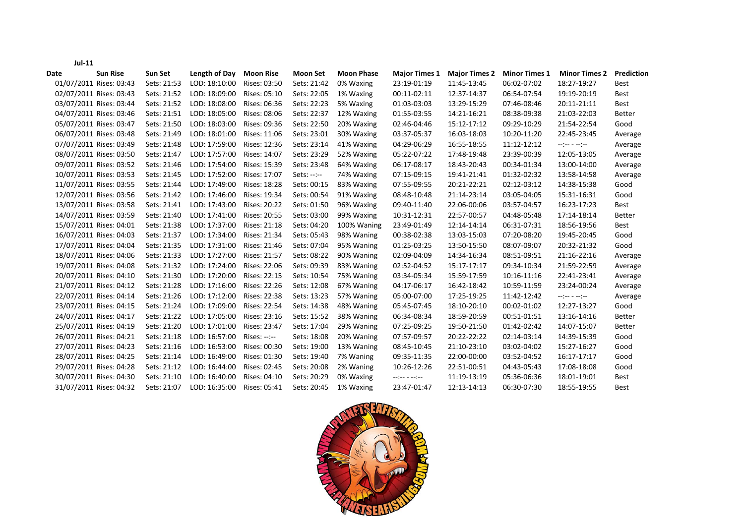**Jul-11**

| Date | Sun Rise | Sun Set | Length of Day | Moon Rise | Moon Set | Moon Phase | Major Times 1 | Major Times 2 | Minor Times 1 | Minor Times 2 | Prediction |
|---|---|---|---|---|---|---|---|---|---|---|---|
| 01/07/2011 | Rises: 03:43 | Sets: 21:53 | LOD: 18:10:00 | Rises: 03:50 | Sets: 21:42 | 0% Waxing | 23:19-01:19 | 11:45-13:45 | 06:02-07:02 | 18:27-19:27 | Best |
| 02/07/2011 | Rises: 03:43 | Sets: 21:52 | LOD: 18:09:00 | Rises: 05:10 | Sets: 22:05 | 1% Waxing | 00:11-02:11 | 12:37-14:37 | 06:54-07:54 | 19:19-20:19 | Best |
| 03/07/2011 | Rises: 03:44 | Sets: 21:52 | LOD: 18:08:00 | Rises: 06:36 | Sets: 22:23 | 5% Waxing | 01:03-03:03 | 13:29-15:29 | 07:46-08:46 | 20:11-21:11 | Best |
| 04/07/2011 | Rises: 03:46 | Sets: 21:51 | LOD: 18:05:00 | Rises: 08:06 | Sets: 22:37 | 12% Waxing | 01:55-03:55 | 14:21-16:21 | 08:38-09:38 | 21:03-22:03 | Better |
| 05/07/2011 | Rises: 03:47 | Sets: 21:50 | LOD: 18:03:00 | Rises: 09:36 | Sets: 22:50 | 20% Waxing | 02:46-04:46 | 15:12-17:12 | 09:29-10:29 | 21:54-22:54 | Good |
| 06/07/2011 | Rises: 03:48 | Sets: 21:49 | LOD: 18:01:00 | Rises: 11:06 | Sets: 23:01 | 30% Waxing | 03:37-05:37 | 16:03-18:03 | 10:20-11:20 | 22:45-23:45 | Average |
| 07/07/2011 | Rises: 03:49 | Sets: 21:48 | LOD: 17:59:00 | Rises: 12:36 | Sets: 23:14 | 41% Waxing | 04:29-06:29 | 16:55-18:55 | 11:12-12:12 | --:-- - --:-- | Average |
| 08/07/2011 | Rises: 03:50 | Sets: 21:47 | LOD: 17:57:00 | Rises: 14:07 | Sets: 23:29 | 52% Waxing | 05:22-07:22 | 17:48-19:48 | 23:39-00:39 | 12:05-13:05 | Average |
| 09/07/2011 | Rises: 03:52 | Sets: 21:46 | LOD: 17:54:00 | Rises: 15:39 | Sets: 23:48 | 64% Waxing | 06:17-08:17 | 18:43-20:43 | 00:34-01:34 | 13:00-14:00 | Average |
| 10/07/2011 | Rises: 03:53 | Sets: 21:45 | LOD: 17:52:00 | Rises: 17:07 | Sets: --:-- | 74% Waxing | 07:15-09:15 | 19:41-21:41 | 01:32-02:32 | 13:58-14:58 | Average |
| 11/07/2011 | Rises: 03:55 | Sets: 21:44 | LOD: 17:49:00 | Rises: 18:28 | Sets: 00:15 | 83% Waxing | 07:55-09:55 | 20:21-22:21 | 02:12-03:12 | 14:38-15:38 | Good |
| 12/07/2011 | Rises: 03:56 | Sets: 21:42 | LOD: 17:46:00 | Rises: 19:34 | Sets: 00:54 | 91% Waxing | 08:48-10:48 | 21:14-23:14 | 03:05-04:05 | 15:31-16:31 | Good |
| 13/07/2011 | Rises: 03:58 | Sets: 21:41 | LOD: 17:43:00 | Rises: 20:22 | Sets: 01:50 | 96% Waxing | 09:40-11:40 | 22:06-00:06 | 03:57-04:57 | 16:23-17:23 | Best |
| 14/07/2011 | Rises: 03:59 | Sets: 21:40 | LOD: 17:41:00 | Rises: 20:55 | Sets: 03:00 | 99% Waxing | 10:31-12:31 | 22:57-00:57 | 04:48-05:48 | 17:14-18:14 | Better |
| 15/07/2011 | Rises: 04:01 | Sets: 21:38 | LOD: 17:37:00 | Rises: 21:18 | Sets: 04:20 | 100% Waning | 23:49-01:49 | 12:14-14:14 | 06:31-07:31 | 18:56-19:56 | Best |
| 16/07/2011 | Rises: 04:03 | Sets: 21:37 | LOD: 17:34:00 | Rises: 21:34 | Sets: 05:43 | 98% Waning | 00:38-02:38 | 13:03-15:03 | 07:20-08:20 | 19:45-20:45 | Good |
| 17/07/2011 | Rises: 04:04 | Sets: 21:35 | LOD: 17:31:00 | Rises: 21:46 | Sets: 07:04 | 95% Waning | 01:25-03:25 | 13:50-15:50 | 08:07-09:07 | 20:32-21:32 | Good |
| 18/07/2011 | Rises: 04:06 | Sets: 21:33 | LOD: 17:27:00 | Rises: 21:57 | Sets: 08:22 | 90% Waning | 02:09-04:09 | 14:34-16:34 | 08:51-09:51 | 21:16-22:16 | Average |
| 19/07/2011 | Rises: 04:08 | Sets: 21:32 | LOD: 17:24:00 | Rises: 22:06 | Sets: 09:39 | 83% Waning | 02:52-04:52 | 15:17-17:17 | 09:34-10:34 | 21:59-22:59 | Average |
| 20/07/2011 | Rises: 04:10 | Sets: 21:30 | LOD: 17:20:00 | Rises: 22:15 | Sets: 10:54 | 75% Waning | 03:34-05:34 | 15:59-17:59 | 10:16-11:16 | 22:41-23:41 | Average |
| 21/07/2011 | Rises: 04:12 | Sets: 21:28 | LOD: 17:16:00 | Rises: 22:26 | Sets: 12:08 | 67% Waning | 04:17-06:17 | 16:42-18:42 | 10:59-11:59 | 23:24-00:24 | Average |
| 22/07/2011 | Rises: 04:14 | Sets: 21:26 | LOD: 17:12:00 | Rises: 22:38 | Sets: 13:23 | 57% Waning | 05:00-07:00 | 17:25-19:25 | 11:42-12:42 | --:-- - --:-- | Average |
| 23/07/2011 | Rises: 04:15 | Sets: 21:24 | LOD: 17:09:00 | Rises: 22:54 | Sets: 14:38 | 48% Waning | 05:45-07:45 | 18:10-20:10 | 00:02-01:02 | 12:27-13:27 | Good |
| 24/07/2011 | Rises: 04:17 | Sets: 21:22 | LOD: 17:05:00 | Rises: 23:16 | Sets: 15:52 | 38% Waning | 06:34-08:34 | 18:59-20:59 | 00:51-01:51 | 13:16-14:16 | Better |
| 25/07/2011 | Rises: 04:19 | Sets: 21:20 | LOD: 17:01:00 | Rises: 23:47 | Sets: 17:04 | 29% Waning | 07:25-09:25 | 19:50-21:50 | 01:42-02:42 | 14:07-15:07 | Better |
| 26/07/2011 | Rises: 04:21 | Sets: 21:18 | LOD: 16:57:00 | Rises: --:-- | Sets: 18:08 | 20% Waning | 07:57-09:57 | 20:22-22:22 | 02:14-03:14 | 14:39-15:39 | Good |
| 27/07/2011 | Rises: 04:23 | Sets: 21:16 | LOD: 16:53:00 | Rises: 00:30 | Sets: 19:00 | 13% Waning | 08:45-10:45 | 21:10-23:10 | 03:02-04:02 | 15:27-16:27 | Good |
| 28/07/2011 | Rises: 04:25 | Sets: 21:14 | LOD: 16:49:00 | Rises: 01:30 | Sets: 19:40 | 7% Waning | 09:35-11:35 | 22:00-00:00 | 03:52-04:52 | 16:17-17:17 | Good |
| 29/07/2011 | Rises: 04:28 | Sets: 21:12 | LOD: 16:44:00 | Rises: 02:45 | Sets: 20:08 | 2% Waning | 10:26-12:26 | 22:51-00:51 | 04:43-05:43 | 17:08-18:08 | Good |
| 30/07/2011 | Rises: 04:30 | Sets: 21:10 | LOD: 16:40:00 | Rises: 04:10 | Sets: 20:29 | 0% Waxing | --:-- - --:-- | 11:19-13:19 | 05:36-06:36 | 18:01-19:01 | Best |
| 31/07/2011 | Rises: 04:32 | Sets: 21:07 | LOD: 16:35:00 | Rises: 05:41 | Sets: 20:45 | 1% Waxing | 23:47-01:47 | 12:13-14:13 | 06:30-07:30 | 18:55-19:55 | Best |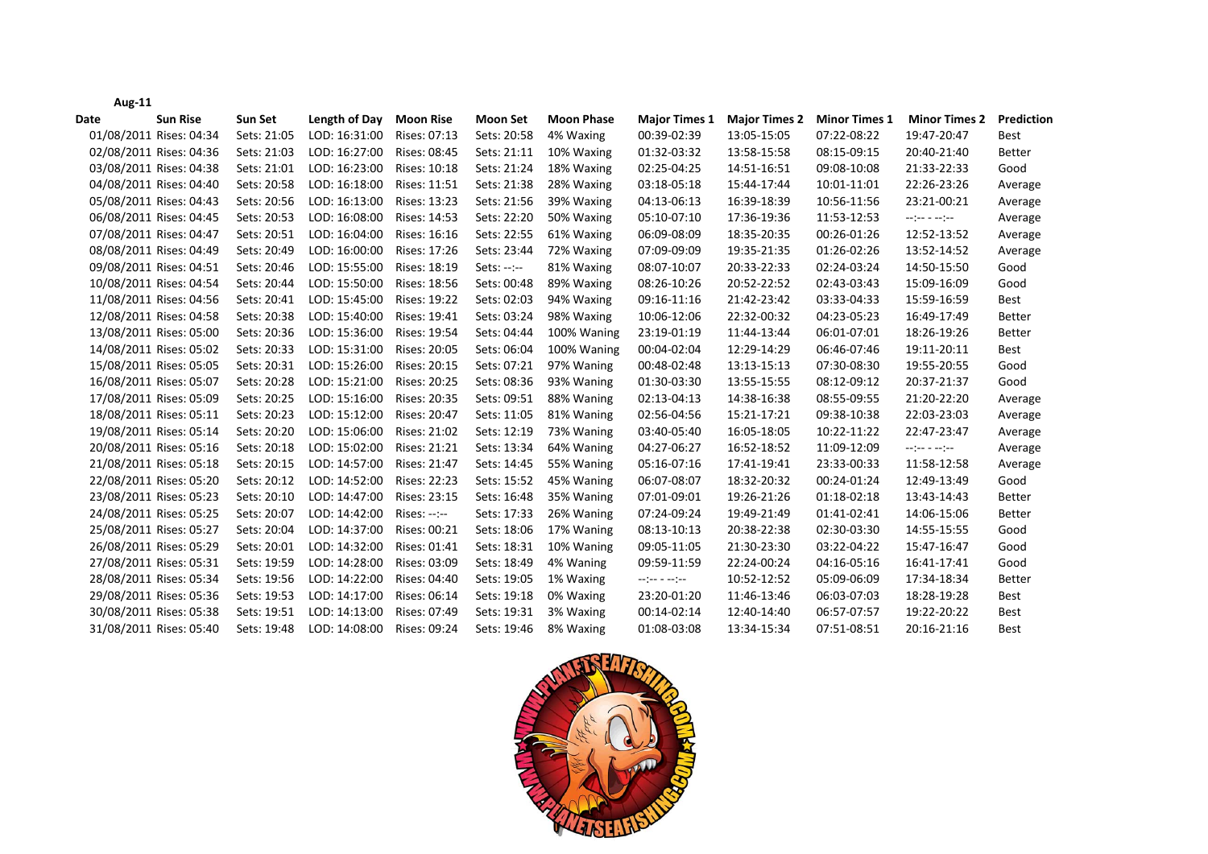**Aug-11**

| Date | Sun Rise | Sun Set | Length of Day | Moon Rise | Moon Set | Moon Phase | Major Times 1 | Major Times 2 | Minor Times 1 | Minor Times 2 | Prediction |
|---|---|---|---|---|---|---|---|---|---|---|---|
| 01/08/2011 | Rises: 04:34 | Sets: 21:05 | LOD: 16:31:00 | Rises: 07:13 | Sets: 20:58 | 4% Waxing | 00:39-02:39 | 13:05-15:05 | 07:22-08:22 | 19:47-20:47 | Best |
| 02/08/2011 | Rises: 04:36 | Sets: 21:03 | LOD: 16:27:00 | Rises: 08:45 | Sets: 21:11 | 10% Waxing | 01:32-03:32 | 13:58-15:58 | 08:15-09:15 | 20:40-21:40 | Better |
| 03/08/2011 | Rises: 04:38 | Sets: 21:01 | LOD: 16:23:00 | Rises: 10:18 | Sets: 21:24 | 18% Waxing | 02:25-04:25 | 14:51-16:51 | 09:08-10:08 | 21:33-22:33 | Good |
| 04/08/2011 | Rises: 04:40 | Sets: 20:58 | LOD: 16:18:00 | Rises: 11:51 | Sets: 21:38 | 28% Waxing | 03:18-05:18 | 15:44-17:44 | 10:01-11:01 | 22:26-23:26 | Average |
| 05/08/2011 | Rises: 04:43 | Sets: 20:56 | LOD: 16:13:00 | Rises: 13:23 | Sets: 21:56 | 39% Waxing | 04:13-06:13 | 16:39-18:39 | 10:56-11:56 | 23:21-00:21 | Average |
| 06/08/2011 | Rises: 04:45 | Sets: 20:53 | LOD: 16:08:00 | Rises: 14:53 | Sets: 22:20 | 50% Waxing | 05:10-07:10 | 17:36-19:36 | 11:53-12:53 | --:-- - --:-- | Average |
| 07/08/2011 | Rises: 04:47 | Sets: 20:51 | LOD: 16:04:00 | Rises: 16:16 | Sets: 22:55 | 61% Waxing | 06:09-08:09 | 18:35-20:35 | 00:26-01:26 | 12:52-13:52 | Average |
| 08/08/2011 | Rises: 04:49 | Sets: 20:49 | LOD: 16:00:00 | Rises: 17:26 | Sets: 23:44 | 72% Waxing | 07:09-09:09 | 19:35-21:35 | 01:26-02:26 | 13:52-14:52 | Average |
| 09/08/2011 | Rises: 04:51 | Sets: 20:46 | LOD: 15:55:00 | Rises: 18:19 | Sets: --:-- | 81% Waxing | 08:07-10:07 | 20:33-22:33 | 02:24-03:24 | 14:50-15:50 | Good |
| 10/08/2011 | Rises: 04:54 | Sets: 20:44 | LOD: 15:50:00 | Rises: 18:56 | Sets: 00:48 | 89% Waxing | 08:26-10:26 | 20:52-22:52 | 02:43-03:43 | 15:09-16:09 | Good |
| 11/08/2011 | Rises: 04:56 | Sets: 20:41 | LOD: 15:45:00 | Rises: 19:22 | Sets: 02:03 | 94% Waxing | 09:16-11:16 | 21:42-23:42 | 03:33-04:33 | 15:59-16:59 | Best |
| 12/08/2011 | Rises: 04:58 | Sets: 20:38 | LOD: 15:40:00 | Rises: 19:41 | Sets: 03:24 | 98% Waxing | 10:06-12:06 | 22:32-00:32 | 04:23-05:23 | 16:49-17:49 | Better |
| 13/08/2011 | Rises: 05:00 | Sets: 20:36 | LOD: 15:36:00 | Rises: 19:54 | Sets: 04:44 | 100% Waning | 23:19-01:19 | 11:44-13:44 | 06:01-07:01 | 18:26-19:26 | Better |
| 14/08/2011 | Rises: 05:02 | Sets: 20:33 | LOD: 15:31:00 | Rises: 20:05 | Sets: 06:04 | 100% Waning | 00:04-02:04 | 12:29-14:29 | 06:46-07:46 | 19:11-20:11 | Best |
| 15/08/2011 | Rises: 05:05 | Sets: 20:31 | LOD: 15:26:00 | Rises: 20:15 | Sets: 07:21 | 97% Waning | 00:48-02:48 | 13:13-15:13 | 07:30-08:30 | 19:55-20:55 | Good |
| 16/08/2011 | Rises: 05:07 | Sets: 20:28 | LOD: 15:21:00 | Rises: 20:25 | Sets: 08:36 | 93% Waning | 01:30-03:30 | 13:55-15:55 | 08:12-09:12 | 20:37-21:37 | Good |
| 17/08/2011 | Rises: 05:09 | Sets: 20:25 | LOD: 15:16:00 | Rises: 20:35 | Sets: 09:51 | 88% Waning | 02:13-04:13 | 14:38-16:38 | 08:55-09:55 | 21:20-22:20 | Average |
| 18/08/2011 | Rises: 05:11 | Sets: 20:23 | LOD: 15:12:00 | Rises: 20:47 | Sets: 11:05 | 81% Waning | 02:56-04:56 | 15:21-17:21 | 09:38-10:38 | 22:03-23:03 | Average |
| 19/08/2011 | Rises: 05:14 | Sets: 20:20 | LOD: 15:06:00 | Rises: 21:02 | Sets: 12:19 | 73% Waning | 03:40-05:40 | 16:05-18:05 | 10:22-11:22 | 22:47-23:47 | Average |
| 20/08/2011 | Rises: 05:16 | Sets: 20:18 | LOD: 15:02:00 | Rises: 21:21 | Sets: 13:34 | 64% Waning | 04:27-06:27 | 16:52-18:52 | 11:09-12:09 | --:-- - --:-- | Average |
| 21/08/2011 | Rises: 05:18 | Sets: 20:15 | LOD: 14:57:00 | Rises: 21:47 | Sets: 14:45 | 55% Waning | 05:16-07:16 | 17:41-19:41 | 23:33-00:33 | 11:58-12:58 | Average |
| 22/08/2011 | Rises: 05:20 | Sets: 20:12 | LOD: 14:52:00 | Rises: 22:23 | Sets: 15:52 | 45% Waning | 06:07-08:07 | 18:32-20:32 | 00:24-01:24 | 12:49-13:49 | Good |
| 23/08/2011 | Rises: 05:23 | Sets: 20:10 | LOD: 14:47:00 | Rises: 23:15 | Sets: 16:48 | 35% Waning | 07:01-09:01 | 19:26-21:26 | 01:18-02:18 | 13:43-14:43 | Better |
| 24/08/2011 | Rises: 05:25 | Sets: 20:07 | LOD: 14:42:00 | Rises: --:-- | Sets: 17:33 | 26% Waning | 07:24-09:24 | 19:49-21:49 | 01:41-02:41 | 14:06-15:06 | Better |
| 25/08/2011 | Rises: 05:27 | Sets: 20:04 | LOD: 14:37:00 | Rises: 00:21 | Sets: 18:06 | 17% Waning | 08:13-10:13 | 20:38-22:38 | 02:30-03:30 | 14:55-15:55 | Good |
| 26/08/2011 | Rises: 05:29 | Sets: 20:01 | LOD: 14:32:00 | Rises: 01:41 | Sets: 18:31 | 10% Waning | 09:05-11:05 | 21:30-23:30 | 03:22-04:22 | 15:47-16:47 | Good |
| 27/08/2011 | Rises: 05:31 | Sets: 19:59 | LOD: 14:28:00 | Rises: 03:09 | Sets: 18:49 | 4% Waning | 09:59-11:59 | 22:24-00:24 | 04:16-05:16 | 16:41-17:41 | Good |
| 28/08/2011 | Rises: 05:34 | Sets: 19:56 | LOD: 14:22:00 | Rises: 04:40 | Sets: 19:05 | 1% Waxing | --:-- - --:-- | 10:52-12:52 | 05:09-06:09 | 17:34-18:34 | Better |
| 29/08/2011 | Rises: 05:36 | Sets: 19:53 | LOD: 14:17:00 | Rises: 06:14 | Sets: 19:18 | 0% Waxing | 23:20-01:20 | 11:46-13:46 | 06:03-07:03 | 18:28-19:28 | Best |
| 30/08/2011 | Rises: 05:38 | Sets: 19:51 | LOD: 14:13:00 | Rises: 07:49 | Sets: 19:31 | 3% Waxing | 00:14-02:14 | 12:40-14:40 | 06:57-07:57 | 19:22-20:22 | Best |
| 31/08/2011 | Rises: 05:40 | Sets: 19:48 | LOD: 14:08:00 | Rises: 09:24 | Sets: 19:46 | 8% Waxing | 01:08-03:08 | 13:34-15:34 | 07:51-08:51 | 20:16-21:16 | Best |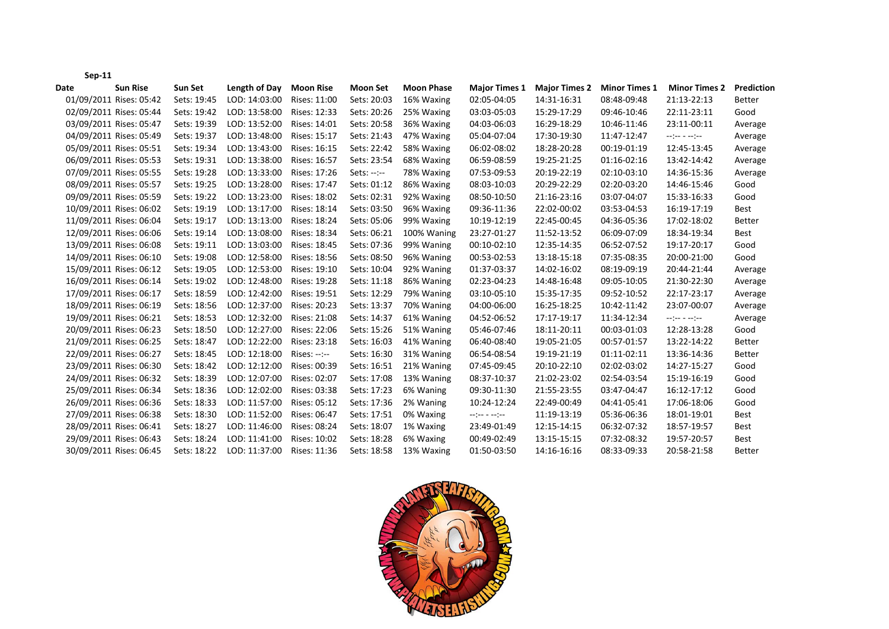**Sep-11**

| Date | Sun Rise | Sun Set | Length of Day | Moon Rise | Moon Set | Moon Phase | Major Times 1 | Major Times 2 | Minor Times 1 | Minor Times 2 | Prediction |
|---|---|---|---|---|---|---|---|---|---|---|---|
| 01/09/2011 | Rises: 05:42 | Sets: 19:45 | LOD: 14:03:00 | Rises: 11:00 | Sets: 20:03 | 16% Waxing | 02:05-04:05 | 14:31-16:31 | 08:48-09:48 | 21:13-22:13 | Better |
| 02/09/2011 | Rises: 05:44 | Sets: 19:42 | LOD: 13:58:00 | Rises: 12:33 | Sets: 20:26 | 25% Waxing | 03:03-05:03 | 15:29-17:29 | 09:46-10:46 | 22:11-23:11 | Good |
| 03/09/2011 | Rises: 05:47 | Sets: 19:39 | LOD: 13:52:00 | Rises: 14:01 | Sets: 20:58 | 36% Waxing | 04:03-06:03 | 16:29-18:29 | 10:46-11:46 | 23:11-00:11 | Average |
| 04/09/2011 | Rises: 05:49 | Sets: 19:37 | LOD: 13:48:00 | Rises: 15:17 | Sets: 21:43 | 47% Waxing | 05:04-07:04 | 17:30-19:30 | 11:47-12:47 | --:-- - --:-- | Average |
| 05/09/2011 | Rises: 05:51 | Sets: 19:34 | LOD: 13:43:00 | Rises: 16:15 | Sets: 22:42 | 58% Waxing | 06:02-08:02 | 18:28-20:28 | 00:19-01:19 | 12:45-13:45 | Average |
| 06/09/2011 | Rises: 05:53 | Sets: 19:31 | LOD: 13:38:00 | Rises: 16:57 | Sets: 23:54 | 68% Waxing | 06:59-08:59 | 19:25-21:25 | 01:16-02:16 | 13:42-14:42 | Average |
| 07/09/2011 | Rises: 05:55 | Sets: 19:28 | LOD: 13:33:00 | Rises: 17:26 | Sets: --:-- | 78% Waxing | 07:53-09:53 | 20:19-22:19 | 02:10-03:10 | 14:36-15:36 | Average |
| 08/09/2011 | Rises: 05:57 | Sets: 19:25 | LOD: 13:28:00 | Rises: 17:47 | Sets: 01:12 | 86% Waxing | 08:03-10:03 | 20:29-22:29 | 02:20-03:20 | 14:46-15:46 | Good |
| 09/09/2011 | Rises: 05:59 | Sets: 19:22 | LOD: 13:23:00 | Rises: 18:02 | Sets: 02:31 | 92% Waxing | 08:50-10:50 | 21:16-23:16 | 03:07-04:07 | 15:33-16:33 | Good |
| 10/09/2011 | Rises: 06:02 | Sets: 19:19 | LOD: 13:17:00 | Rises: 18:14 | Sets: 03:50 | 96% Waxing | 09:36-11:36 | 22:02-00:02 | 03:53-04:53 | 16:19-17:19 | Best |
| 11/09/2011 | Rises: 06:04 | Sets: 19:17 | LOD: 13:13:00 | Rises: 18:24 | Sets: 05:06 | 99% Waxing | 10:19-12:19 | 22:45-00:45 | 04:36-05:36 | 17:02-18:02 | Better |
| 12/09/2011 | Rises: 06:06 | Sets: 19:14 | LOD: 13:08:00 | Rises: 18:34 | Sets: 06:21 | 100% Waning | 23:27-01:27 | 11:52-13:52 | 06:09-07:09 | 18:34-19:34 | Best |
| 13/09/2011 | Rises: 06:08 | Sets: 19:11 | LOD: 13:03:00 | Rises: 18:45 | Sets: 07:36 | 99% Waning | 00:10-02:10 | 12:35-14:35 | 06:52-07:52 | 19:17-20:17 | Good |
| 14/09/2011 | Rises: 06:10 | Sets: 19:08 | LOD: 12:58:00 | Rises: 18:56 | Sets: 08:50 | 96% Waning | 00:53-02:53 | 13:18-15:18 | 07:35-08:35 | 20:00-21:00 | Good |
| 15/09/2011 | Rises: 06:12 | Sets: 19:05 | LOD: 12:53:00 | Rises: 19:10 | Sets: 10:04 | 92% Waning | 01:37-03:37 | 14:02-16:02 | 08:19-09:19 | 20:44-21:44 | Average |
| 16/09/2011 | Rises: 06:14 | Sets: 19:02 | LOD: 12:48:00 | Rises: 19:28 | Sets: 11:18 | 86% Waning | 02:23-04:23 | 14:48-16:48 | 09:05-10:05 | 21:30-22:30 | Average |
| 17/09/2011 | Rises: 06:17 | Sets: 18:59 | LOD: 12:42:00 | Rises: 19:51 | Sets: 12:29 | 79% Waning | 03:10-05:10 | 15:35-17:35 | 09:52-10:52 | 22:17-23:17 | Average |
| 18/09/2011 | Rises: 06:19 | Sets: 18:56 | LOD: 12:37:00 | Rises: 20:23 | Sets: 13:37 | 70% Waning | 04:00-06:00 | 16:25-18:25 | 10:42-11:42 | 23:07-00:07 | Average |
| 19/09/2011 | Rises: 06:21 | Sets: 18:53 | LOD: 12:32:00 | Rises: 21:08 | Sets: 14:37 | 61% Waning | 04:52-06:52 | 17:17-19:17 | 11:34-12:34 | --:-- - --:-- | Average |
| 20/09/2011 | Rises: 06:23 | Sets: 18:50 | LOD: 12:27:00 | Rises: 22:06 | Sets: 15:26 | 51% Waning | 05:46-07:46 | 18:11-20:11 | 00:03-01:03 | 12:28-13:28 | Good |
| 21/09/2011 | Rises: 06:25 | Sets: 18:47 | LOD: 12:22:00 | Rises: 23:18 | Sets: 16:03 | 41% Waning | 06:40-08:40 | 19:05-21:05 | 00:57-01:57 | 13:22-14:22 | Better |
| 22/09/2011 | Rises: 06:27 | Sets: 18:45 | LOD: 12:18:00 | Rises: --:-- | Sets: 16:30 | 31% Waning | 06:54-08:54 | 19:19-21:19 | 01:11-02:11 | 13:36-14:36 | Better |
| 23/09/2011 | Rises: 06:30 | Sets: 18:42 | LOD: 12:12:00 | Rises: 00:39 | Sets: 16:51 | 21% Waning | 07:45-09:45 | 20:10-22:10 | 02:02-03:02 | 14:27-15:27 | Good |
| 24/09/2011 | Rises: 06:32 | Sets: 18:39 | LOD: 12:07:00 | Rises: 02:07 | Sets: 17:08 | 13% Waning | 08:37-10:37 | 21:02-23:02 | 02:54-03:54 | 15:19-16:19 | Good |
| 25/09/2011 | Rises: 06:34 | Sets: 18:36 | LOD: 12:02:00 | Rises: 03:38 | Sets: 17:23 | 6% Waning | 09:30-11:30 | 21:55-23:55 | 03:47-04:47 | 16:12-17:12 | Good |
| 26/09/2011 | Rises: 06:36 | Sets: 18:33 | LOD: 11:57:00 | Rises: 05:12 | Sets: 17:36 | 2% Waning | 10:24-12:24 | 22:49-00:49 | 04:41-05:41 | 17:06-18:06 | Good |
| 27/09/2011 | Rises: 06:38 | Sets: 18:30 | LOD: 11:52:00 | Rises: 06:47 | Sets: 17:51 | 0% Waxing | --:-- - --:-- | 11:19-13:19 | 05:36-06:36 | 18:01-19:01 | Best |
| 28/09/2011 | Rises: 06:41 | Sets: 18:27 | LOD: 11:46:00 | Rises: 08:24 | Sets: 18:07 | 1% Waxing | 23:49-01:49 | 12:15-14:15 | 06:32-07:32 | 18:57-19:57 | Best |
| 29/09/2011 | Rises: 06:43 | Sets: 18:24 | LOD: 11:41:00 | Rises: 10:02 | Sets: 18:28 | 6% Waxing | 00:49-02:49 | 13:15-15:15 | 07:32-08:32 | 19:57-20:57 | Best |
| 30/09/2011 | Rises: 06:45 | Sets: 18:22 | LOD: 11:37:00 | Rises: 11:36 | Sets: 18:58 | 13% Waxing | 01:50-03:50 | 14:16-16:16 | 08:33-09:33 | 20:58-21:58 | Better |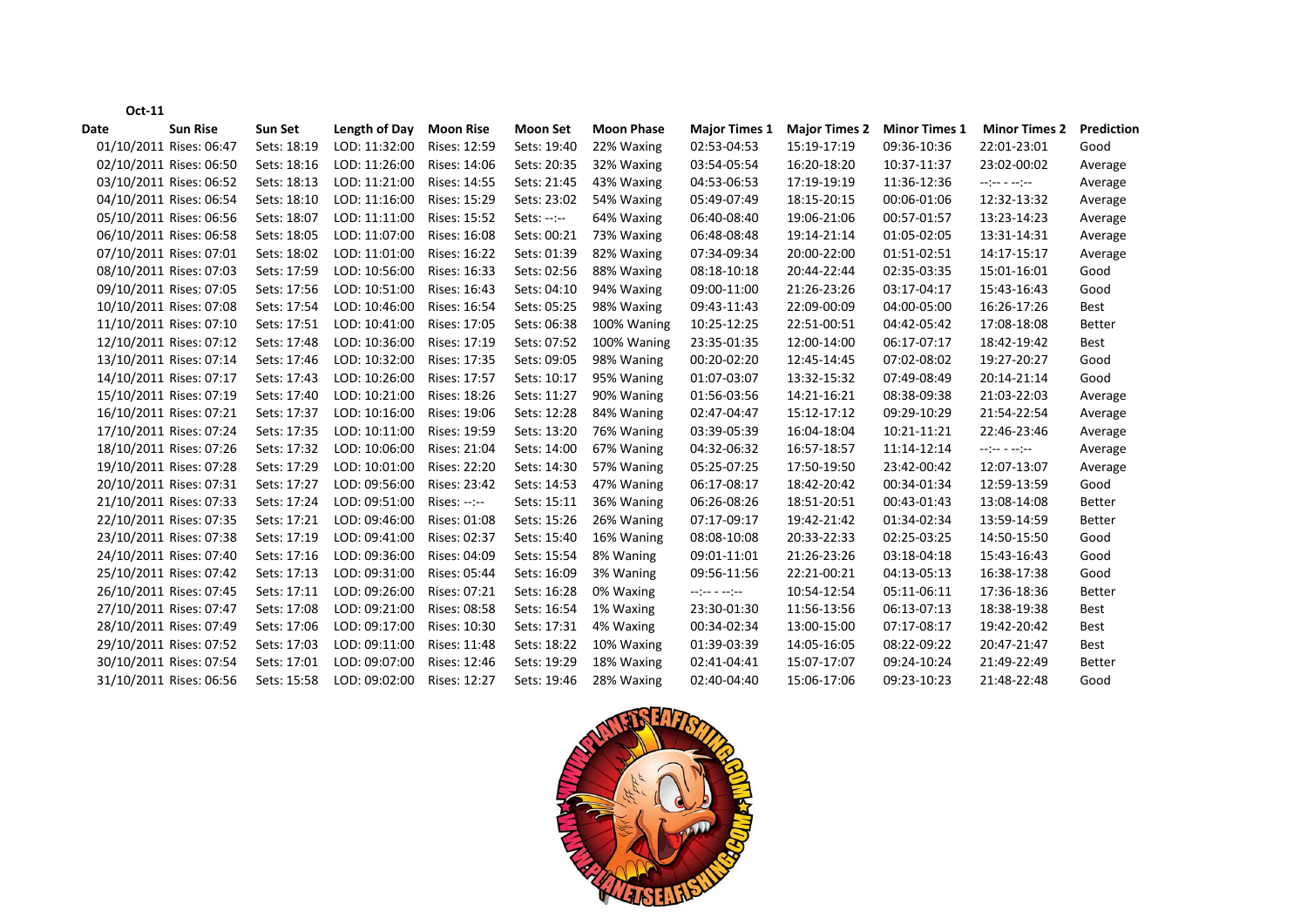**Oct-11**

| Date | Sun Rise | Sun Set | Length of Day | Moon Rise | Moon Set | Moon Phase | Major Times 1 | Major Times 2 | Minor Times 1 | Minor Times 2 | Prediction |
|---|---|---|---|---|---|---|---|---|---|---|---|
| 01/10/2011 | Rises: 06:47 | Sets: 18:19 | LOD: 11:32:00 | Rises: 12:59 | Sets: 19:40 | 22% Waxing | 02:53-04:53 | 15:19-17:19 | 09:36-10:36 | 22:01-23:01 | Good |
| 02/10/2011 | Rises: 06:50 | Sets: 18:16 | LOD: 11:26:00 | Rises: 14:06 | Sets: 20:35 | 32% Waxing | 03:54-05:54 | 16:20-18:20 | 10:37-11:37 | 23:02-00:02 | Average |
| 03/10/2011 | Rises: 06:52 | Sets: 18:13 | LOD: 11:21:00 | Rises: 14:55 | Sets: 21:45 | 43% Waxing | 04:53-06:53 | 17:19-19:19 | 11:36-12:36 | --:-- - --:-- | Average |
| 04/10/2011 | Rises: 06:54 | Sets: 18:10 | LOD: 11:16:00 | Rises: 15:29 | Sets: 23:02 | 54% Waxing | 05:49-07:49 | 18:15-20:15 | 00:06-01:06 | 12:32-13:32 | Average |
| 05/10/2011 | Rises: 06:56 | Sets: 18:07 | LOD: 11:11:00 | Rises: 15:52 | Sets: --:-- | 64% Waxing | 06:40-08:40 | 19:06-21:06 | 00:57-01:57 | 13:23-14:23 | Average |
| 06/10/2011 | Rises: 06:58 | Sets: 18:05 | LOD: 11:07:00 | Rises: 16:08 | Sets: 00:21 | 73% Waxing | 06:48-08:48 | 19:14-21:14 | 01:05-02:05 | 13:31-14:31 | Average |
| 07/10/2011 | Rises: 07:01 | Sets: 18:02 | LOD: 11:01:00 | Rises: 16:22 | Sets: 01:39 | 82% Waxing | 07:34-09:34 | 20:00-22:00 | 01:51-02:51 | 14:17-15:17 | Average |
| 08/10/2011 | Rises: 07:03 | Sets: 17:59 | LOD: 10:56:00 | Rises: 16:33 | Sets: 02:56 | 88% Waxing | 08:18-10:18 | 20:44-22:44 | 02:35-03:35 | 15:01-16:01 | Good |
| 09/10/2011 | Rises: 07:05 | Sets: 17:56 | LOD: 10:51:00 | Rises: 16:43 | Sets: 04:10 | 94% Waxing | 09:00-11:00 | 21:26-23:26 | 03:17-04:17 | 15:43-16:43 | Good |
| 10/10/2011 | Rises: 07:08 | Sets: 17:54 | LOD: 10:46:00 | Rises: 16:54 | Sets: 05:25 | 98% Waxing | 09:43-11:43 | 22:09-00:09 | 04:00-05:00 | 16:26-17:26 | Best |
| 11/10/2011 | Rises: 07:10 | Sets: 17:51 | LOD: 10:41:00 | Rises: 17:05 | Sets: 06:38 | 100% Waxing | 10:25-12:25 | 22:51-00:51 | 04:42-05:42 | 17:08-18:08 | Better |
| 12/10/2011 | Rises: 07:12 | Sets: 17:48 | LOD: 10:36:00 | Rises: 17:19 | Sets: 07:52 | 100% Waning | 23:35-01:35 | 12:00-14:00 | 06:17-07:17 | 18:42-19:42 | Best |
| 13/10/2011 | Rises: 07:14 | Sets: 17:46 | LOD: 10:32:00 | Rises: 17:35 | Sets: 09:05 | 98% Waning | 00:20-02:20 | 12:45-14:45 | 07:02-08:02 | 19:27-20:27 | Good |
| 14/10/2011 | Rises: 07:17 | Sets: 17:43 | LOD: 10:26:00 | Rises: 17:57 | Sets: 10:17 | 95% Waning | 01:07-03:07 | 13:32-15:32 | 07:49-08:49 | 20:14-21:14 | Good |
| 15/10/2011 | Rises: 07:19 | Sets: 17:40 | LOD: 10:21:00 | Rises: 18:26 | Sets: 11:27 | 90% Waning | 01:56-03:56 | 14:21-16:21 | 08:38-09:38 | 21:03-22:03 | Average |
| 16/10/2011 | Rises: 07:21 | Sets: 17:37 | LOD: 10:16:00 | Rises: 19:06 | Sets: 12:28 | 84% Waning | 02:47-04:47 | 15:12-17:12 | 09:29-10:29 | 21:54-22:54 | Average |
| 17/10/2011 | Rises: 07:24 | Sets: 17:35 | LOD: 10:11:00 | Rises: 19:59 | Sets: 13:20 | 76% Waning | 03:39-05:39 | 16:04-18:04 | 10:21-11:21 | 22:46-23:46 | Average |
| 18/10/2011 | Rises: 07:26 | Sets: 17:32 | LOD: 10:06:00 | Rises: 21:04 | Sets: 14:00 | 67% Waning | 04:32-06:32 | 16:57-18:57 | 11:14-12:14 | --:-- - --:-- | Average |
| 19/10/2011 | Rises: 07:28 | Sets: 17:29 | LOD: 10:01:00 | Rises: 22:20 | Sets: 14:30 | 57% Waning | 05:25-07:25 | 17:50-19:50 | 23:42-00:42 | 12:07-13:07 | Average |
| 20/10/2011 | Rises: 07:31 | Sets: 17:27 | LOD: 09:56:00 | Rises: 23:42 | Sets: 14:53 | 47% Waning | 06:17-08:17 | 18:42-20:42 | 00:34-01:34 | 12:59-13:59 | Good |
| 21/10/2011 | Rises: 07:33 | Sets: 17:24 | LOD: 09:51:00 | Rises: --:-- | Sets: 15:11 | 36% Waning | 06:26-08:26 | 18:51-20:51 | 00:43-01:43 | 13:08-14:08 | Better |
| 22/10/2011 | Rises: 07:35 | Sets: 17:21 | LOD: 09:46:00 | Rises: 01:08 | Sets: 15:26 | 26% Waning | 07:17-09:17 | 19:42-21:42 | 01:34-02:34 | 13:59-14:59 | Better |
| 23/10/2011 | Rises: 07:38 | Sets: 17:19 | LOD: 09:41:00 | Rises: 02:37 | Sets: 15:40 | 16% Waning | 08:08-10:08 | 20:33-22:33 | 02:25-03:25 | 14:50-15:50 | Good |
| 24/10/2011 | Rises: 07:40 | Sets: 17:16 | LOD: 09:36:00 | Rises: 04:09 | Sets: 15:54 | 8% Waning | 09:01-11:01 | 21:26-23:26 | 03:18-04:18 | 15:43-16:43 | Good |
| 25/10/2011 | Rises: 07:42 | Sets: 17:13 | LOD: 09:31:00 | Rises: 05:44 | Sets: 16:09 | 3% Waning | 09:56-11:56 | 22:21-00:21 | 04:13-05:13 | 16:38-17:38 | Good |
| 26/10/2011 | Rises: 07:45 | Sets: 17:11 | LOD: 09:26:00 | Rises: 07:21 | Sets: 16:28 | 0% Waxing | --:-- - --:-- | 10:54-12:54 | 05:11-06:11 | 17:36-18:36 | Better |
| 27/10/2011 | Rises: 07:47 | Sets: 17:08 | LOD: 09:21:00 | Rises: 08:58 | Sets: 16:54 | 1% Waxing | 23:30-01:30 | 11:56-13:56 | 06:13-07:13 | 18:38-19:38 | Best |
| 28/10/2011 | Rises: 07:49 | Sets: 17:06 | LOD: 09:17:00 | Rises: 10:30 | Sets: 17:31 | 4% Waxing | 00:34-02:34 | 13:00-15:00 | 07:17-08:17 | 19:42-20:42 | Best |
| 29/10/2011 | Rises: 07:52 | Sets: 17:03 | LOD: 09:11:00 | Rises: 11:48 | Sets: 18:22 | 10% Waxing | 01:39-03:39 | 14:05-16:05 | 08:22-09:22 | 20:47-21:47 | Best |
| 30/10/2011 | Rises: 07:54 | Sets: 17:01 | LOD: 09:07:00 | Rises: 12:46 | Sets: 19:29 | 18% Waxing | 02:41-04:41 | 15:07-17:07 | 09:24-10:24 | 21:49-22:49 | Better |
| 31/10/2011 | Rises: 06:56 | Sets: 15:58 | LOD: 09:02:00 | Rises: 12:27 | Sets: 19:46 | 28% Waxing | 02:40-04:40 | 15:06-17:06 | 09:23-10:23 | 21:48-22:48 | Good |